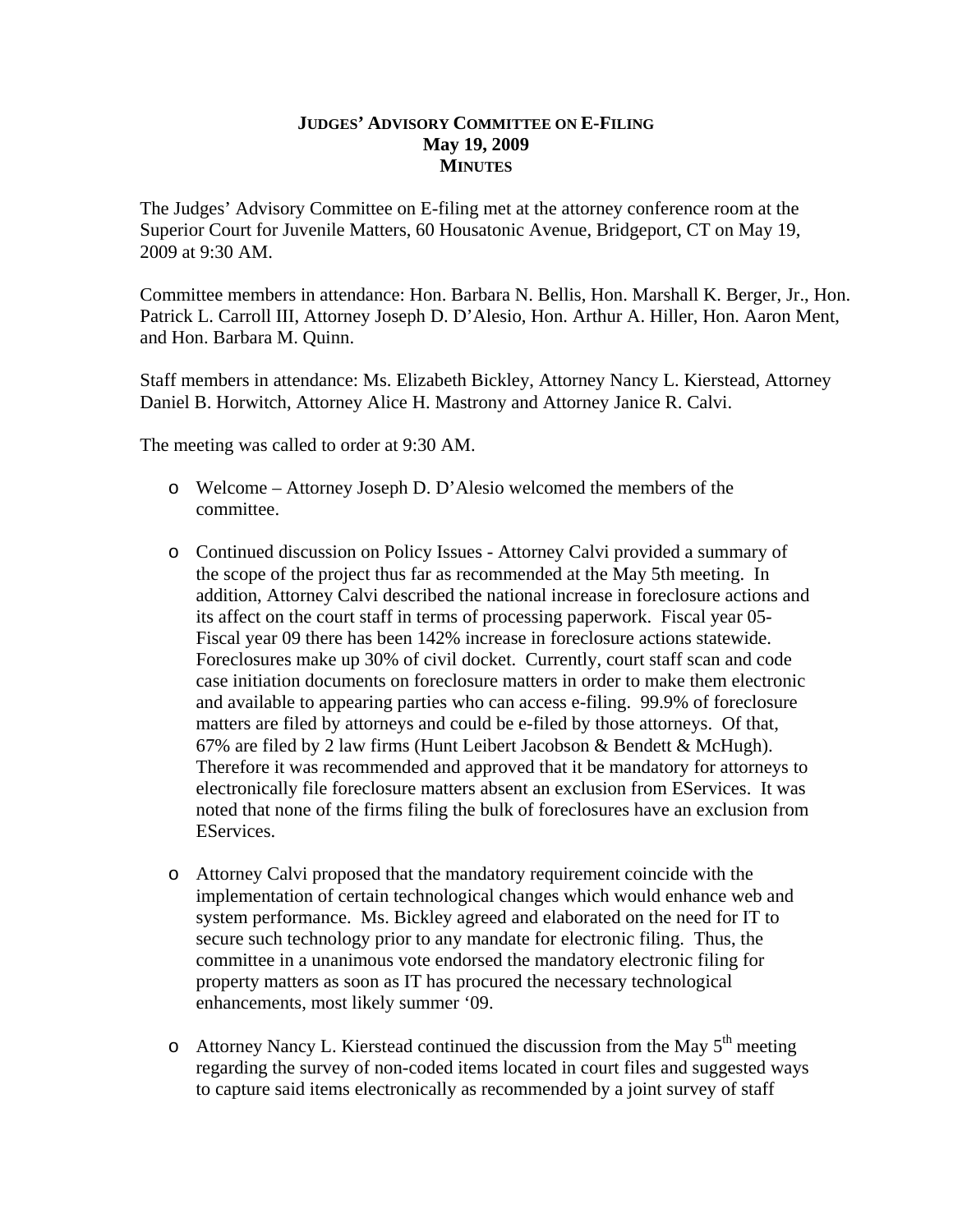# JUDGES' ADVISORY COMMITTEE ON E-FILING
## May 19, 2009
## MINUTES

The Judges' Advisory Committee on E-filing met at the attorney conference room at the Superior Court for Juvenile Matters, 60 Housatonic Avenue, Bridgeport, CT on May 19, 2009 at 9:30 AM.

Committee members in attendance: Hon. Barbara N. Bellis, Hon. Marshall K. Berger, Jr., Hon. Patrick L. Carroll III, Attorney Joseph D. D'Alesio, Hon. Arthur A. Hiller, Hon. Aaron Ment, and Hon. Barbara M. Quinn.

Staff members in attendance: Ms. Elizabeth Bickley, Attorney Nancy L. Kierstead, Attorney Daniel B. Horwitch, Attorney Alice H. Mastrony and Attorney Janice R. Calvi.

The meeting was called to order at 9:30 AM.

- Welcome – Attorney Joseph D. D'Alesio welcomed the members of the committee.

- Continued discussion on Policy Issues - Attorney Calvi provided a summary of the scope of the project thus far as recommended at the May 5th meeting. In addition, Attorney Calvi described the national increase in foreclosure actions and its affect on the court staff in terms of processing paperwork. Fiscal year 05-Fiscal year 09 there has been 142% increase in foreclosure actions statewide. Foreclosures make up 30% of civil docket. Currently, court staff scan and code case initiation documents on foreclosure matters in order to make them electronic and available to appearing parties who can access e-filing. 99.9% of foreclosure matters are filed by attorneys and could be e-filed by those attorneys. Of that, 67% are filed by 2 law firms (Hunt Leibert Jacobson & Bendett & McHugh). Therefore it was recommended and approved that it be mandatory for attorneys to electronically file foreclosure matters absent an exclusion from EServices. It was noted that none of the firms filing the bulk of foreclosures have an exclusion from EServices.

- Attorney Calvi proposed that the mandatory requirement coincide with the implementation of certain technological changes which would enhance web and system performance. Ms. Bickley agreed and elaborated on the need for IT to secure such technology prior to any mandate for electronic filing. Thus, the committee in a unanimous vote endorsed the mandatory electronic filing for property matters as soon as IT has procured the necessary technological enhancements, most likely summer '09.

- Attorney Nancy L. Kierstead continued the discussion from the May 5th meeting regarding the survey of non-coded items located in court files and suggested ways to capture said items electronically as recommended by a joint survey of staff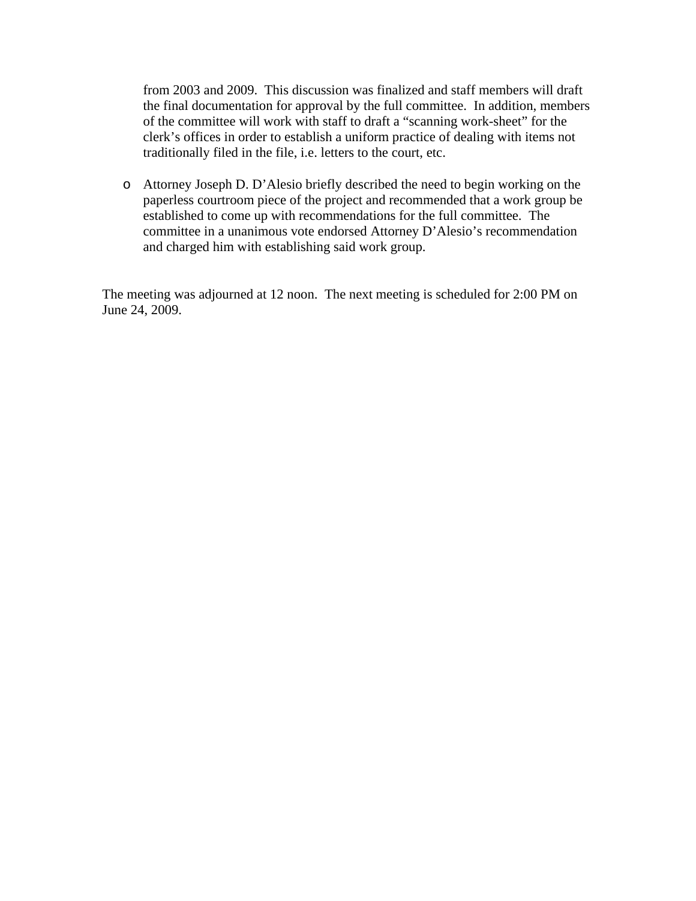from 2003 and 2009. This discussion was finalized and staff members will draft the final documentation for approval by the full committee. In addition, members of the committee will work with staff to draft a "scanning work-sheet" for the clerk's offices in order to establish a uniform practice of dealing with items not traditionally filed in the file, i.e. letters to the court, etc.

- Attorney Joseph D. D'Alesio briefly described the need to begin working on the paperless courtroom piece of the project and recommended that a work group be established to come up with recommendations for the full committee. The committee in a unanimous vote endorsed Attorney D'Alesio's recommendation and charged him with establishing said work group.

The meeting was adjourned at 12 noon. The next meeting is scheduled for 2:00 PM on June 24, 2009.